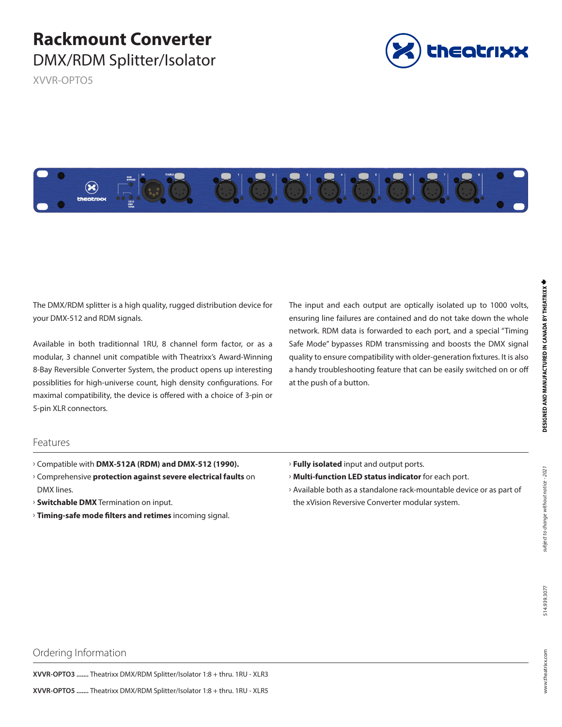# Rackmount Converter

## DMX/RDM Splitter/Isolator

XVVR-OPTO5

The DMX/RDM splitter is a high quality, rugged distribution device for your DMX-512 and RDM signals.

Available in both traditionnal 1RU, 8 channel form factor, or as a modular, 3 channel unit compatible with Theatrixx's Award-Winning 8-Bay Reversible Converter System, the product opens up interesting possiblities for high-universe count, high density configurations. For maximal compatibility, the device is offered with a choice of 3-pin or 5-pin XLR connectors.

The input and each output are optically isolated up to 1000 volts, ensuring line failures are contained and do not take down the whole network. RDM data is forwarded to each port, and a special "Timing Safe Mode" bypasses RDM transmissing and boosts the DMX signal quality to ensure compatibility with older-generation fixtures. It is also a handy troubleshooting feature that can be easily switched on or off at the push of a button.

## Features

- Compatible with **DMX-512A (RDM) and DMX-512 (1990).**
- Comprehensive **protection against severe electrical faults** on DMX lines.
- **Switchable DMX** Termination on input.
- **Timing-safe mode filters and retimes** incoming signal.
- **Fully isolated** input and output ports.
- **Multi-function LED status indicator** for each port.
- Available both as a standalone rack-mountable device or as part of the xVision Reversive Converter modular system.

## Ordering Information

**XVVR-OPTO3 .......** Theatrixx DMX/RDM Splitter/Isolator 1:8 + thru. 1RU - XLR3

**XVVR-OPTO5 .......** Theatrixx DMX/RDM Splitter/Isolator 1:8 + thru. 1RU - XLR5

DESIGNED AND MANUFACTURED IN CANADA BY THEATRIXX

*subject to change without notice - 2021*

514.939.3077

www.theatrixx.com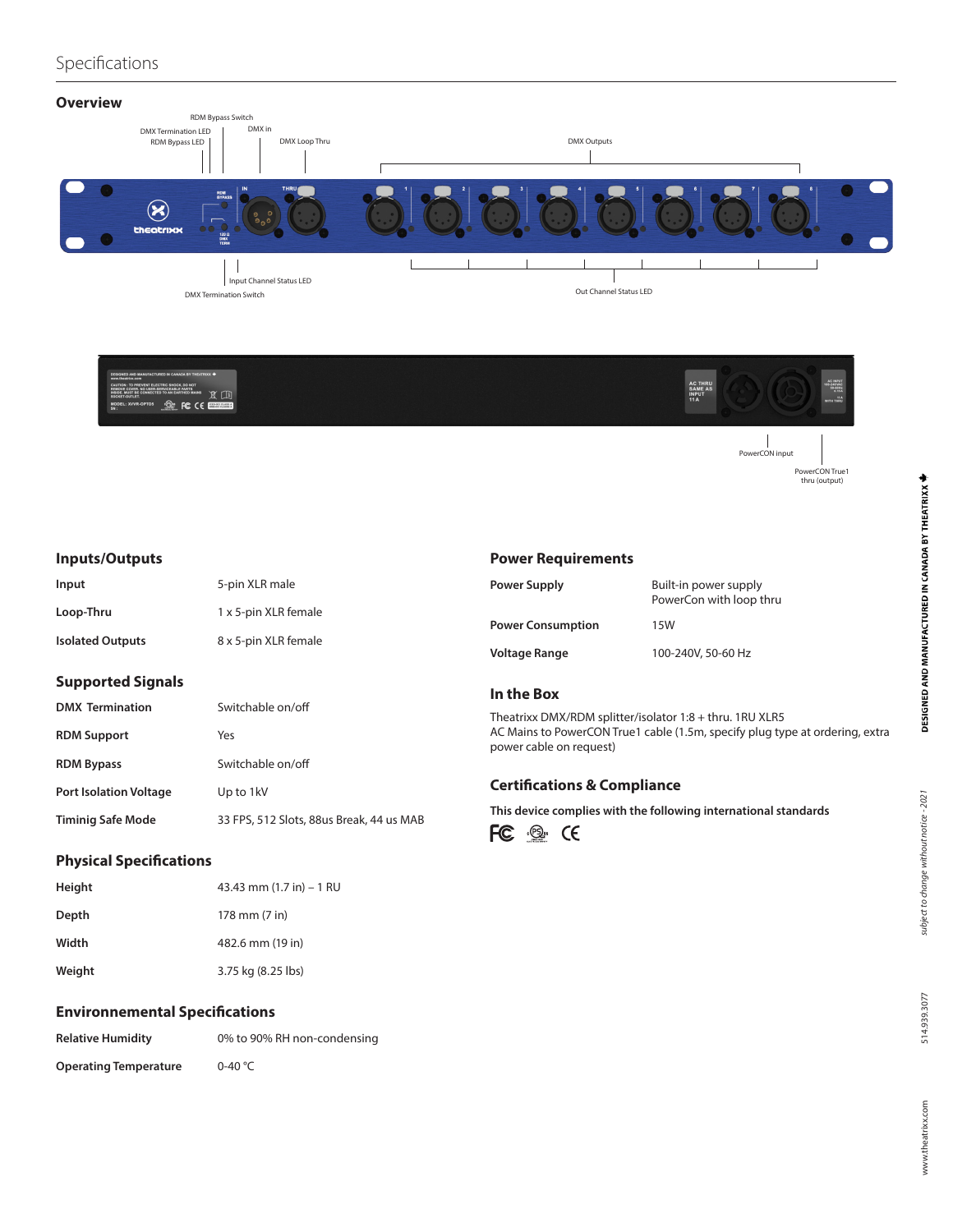# Specifications

## Overview

RDM Bypass Switch
DMX Termination LED
RDM Bypass LED
DMX in
DMX Loop Thru
DMX Outputs
Input Channel Status LED
DMX Termination Switch
Out Channel Status LED

PowerCON input
PowerCON True1 thru (output)

## Inputs/Outputs

| | |
|---|---|
| **Input** | 5-pin XLR male |
| **Loop-Thru** | 1 x 5-pin XLR female |
| **Isolated Outputs** | 8 x 5-pin XLR female |

## Supported Signals

| | |
|---|---|
| **DMX Termination** | Switchable on/off |
| **RDM Support** | Yes |
| **RDM Bypass** | Switchable on/off |
| **Port Isolation Voltage** | Up to 1kV |
| **Timinig Safe Mode** | 33 FPS, 512 Slots, 88us Break, 44 us MAB |

## Physical Specifications

| | |
|---|---|
| **Height** | 43.43 mm (1.7 in) – 1 RU |
| **Depth** | 178 mm (7 in) |
| **Width** | 482.6 mm (19 in) |
| **Weight** | 3.75 kg (8.25 lbs) |

## Environnemental Specifications

| | |
|---|---|
| **Relative Humidity** | 0% to 90% RH non-condensing |
| **Operating Temperature** | 0-40 °C |

## Power Requirements

| | |
|---|---|
| **Power Supply** | Built-in power supply<br>PowerCon with loop thru |
| **Power Consumption** | 15W |
| **Voltage Range** | 100-240V, 50-60 Hz |

## In the Box

Theatrixx DMX/RDM splitter/isolator 1:8 + thru. 1RU XLR5
AC Mains to PowerCON True1 cable (1.5m, specify plug type at ordering, extra power cable on request)

## Certifications & Compliance

**This device complies with the following international standards**

DESIGNED AND MANUFACTURED IN CANADA BY THEATRIXX

*subject to change without notice - 2021*

514.939.3077

www.theatrixx.com